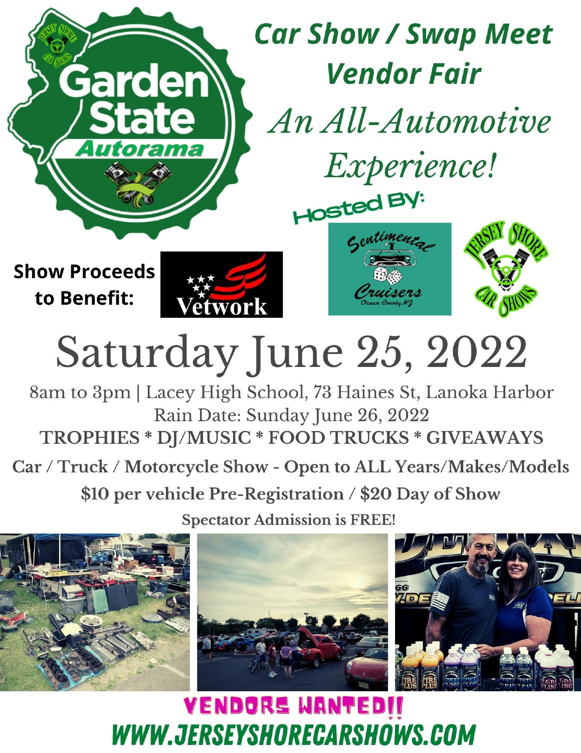# Garden State Autorama

## Car Show / Swap Meet Vendor Fair

*An All-Automotive Experience!*

Hosted By: Sentimental Cruisers (Ocean County, NJ) · Jersey Shore Car Shows

**Show Proceeds to Benefit:** Vetwork

# Saturday June 25, 2022

8am to 3pm | Lacey High School, 73 Haines St, Lanoka Harbor

Rain Date: Sunday June 26, 2022

**TROPHIES * DJ/MUSIC * FOOD TRUCKS * GIVEAWAYS**

**Car / Truck / Motorcycle Show - Open to ALL Years/Makes/Models**

**$10 per vehicle Pre-Registration / $20 Day of Show**

**Spectator Admission is FREE!**

## VENDORS WANTED!!

## WWW.JERSEYSHORECARSHOWS.COM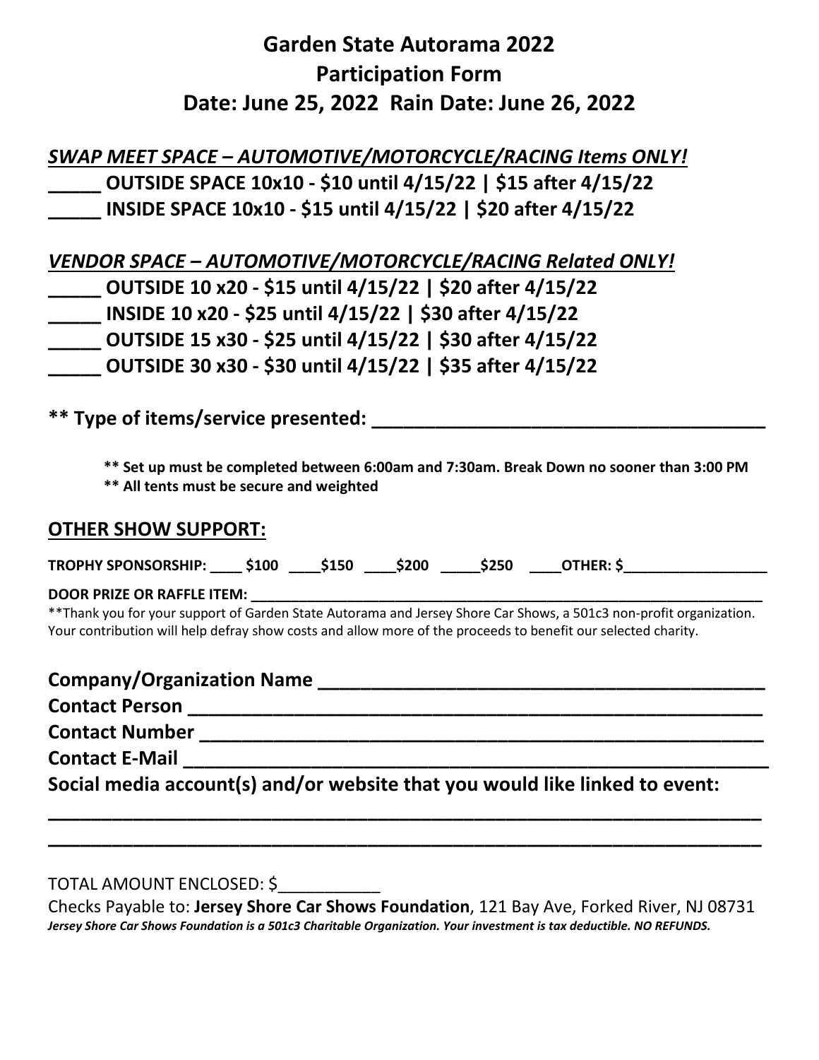# Garden State Autorama 2022
# Participation Form
# Date: June 25, 2022 Rain Date: June 26, 2022

***SWAP MEET SPACE – AUTOMOTIVE/MOTORCYCLE/RACING Items ONLY!***

**_____ OUTSIDE SPACE 10x10 - $10 until 4/15/22 | $15 after 4/15/22**

**_____ INSIDE SPACE 10x10 - $15 until 4/15/22 | $20 after 4/15/22**

***VENDOR SPACE – AUTOMOTIVE/MOTORCYCLE/RACING Related ONLY!***

**_____ OUTSIDE 10 x20 - $15 until 4/15/22 | $20 after 4/15/22**

**_____ INSIDE 10 x20 - $25 until 4/15/22 | $30 after 4/15/22**

**_____ OUTSIDE 15 x30 - $25 until 4/15/22 | $30 after 4/15/22**

**_____ OUTSIDE 30 x30 - $30 until 4/15/22 | $35 after 4/15/22**

**** Type of items/service presented: ______________________________________**

**** Set up must be completed between 6:00am and 7:30am. Break Down no sooner than 3:00 PM**

**** All tents must be secure and weighted**

## OTHER SHOW SUPPORT:

**TROPHY SPONSORSHIP: ____ $100 ____$150 ____$200 _____$250 ____OTHER: $__________________**

**DOOR PRIZE OR RAFFLE ITEM: ______________________________________________________________**

**Thank you for your support of Garden State Autorama and Jersey Shore Car Shows, a 501c3 non-profit organization. Your contribution will help defray show costs and allow more of the proceeds to benefit our selected charity.

**Company/Organization Name ____________________________________________**

**Contact Person ______________________________________________________**

**Contact Number _____________________________________________________**

**Contact E-Mail ______________________________________________________**

**Social media account(s) and/or website that you would like linked to event:**

**____________________________________________________________________**

**____________________________________________________________________**

TOTAL AMOUNT ENCLOSED: $___________

Checks Payable to: **Jersey Shore Car Shows Foundation**, 121 Bay Ave, Forked River, NJ 08731

***Jersey Shore Car Shows Foundation is a 501c3 Charitable Organization. Your investment is tax deductible. NO REFUNDS.***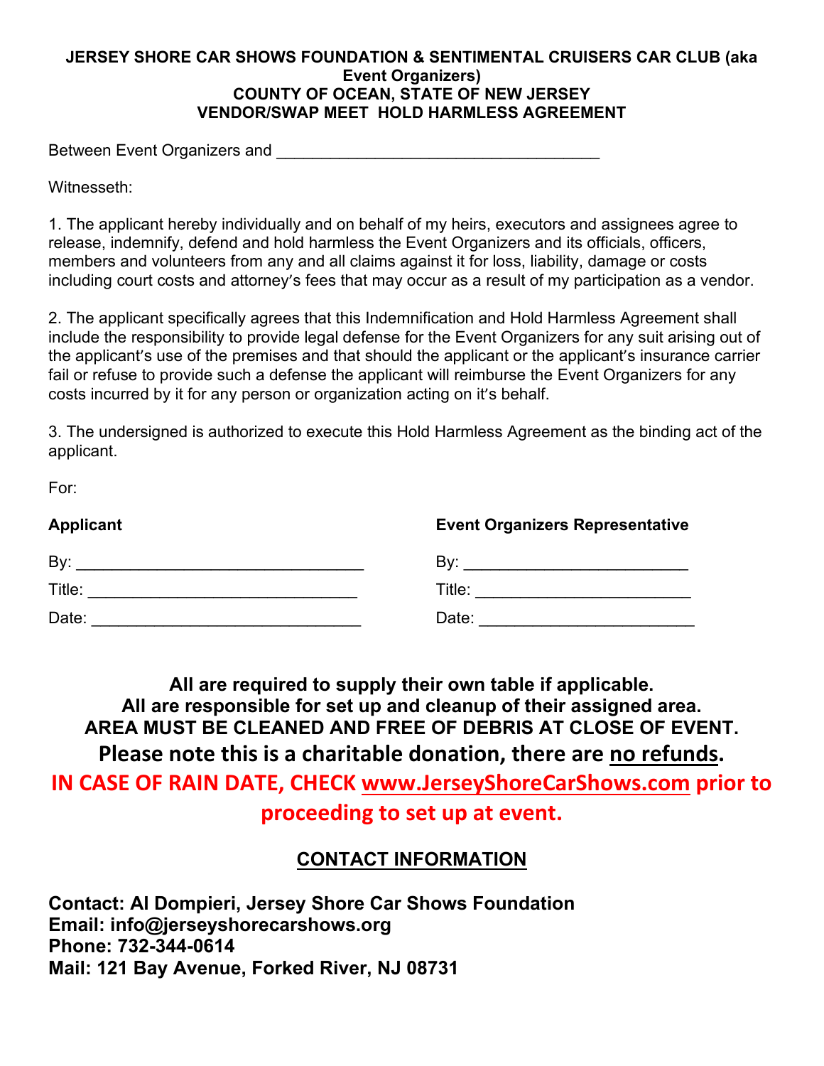**JERSEY SHORE CAR SHOWS FOUNDATION & SENTIMENTAL CRUISERS CAR CLUB (aka Event Organizers)**
**COUNTY OF OCEAN, STATE OF NEW JERSEY**
**VENDOR/SWAP MEET HOLD HARMLESS AGREEMENT**

Between Event Organizers and ___________________________________

Witnesseth:

1. The applicant hereby individually and on behalf of my heirs, executors and assignees agree to release, indemnify, defend and hold harmless the Event Organizers and its officials, officers, members and volunteers from any and all claims against it for loss, liability, damage or costs including court costs and attorney's fees that may occur as a result of my participation as a vendor.

2. The applicant specifically agrees that this Indemnification and Hold Harmless Agreement shall include the responsibility to provide legal defense for the Event Organizers for any suit arising out of the applicant's use of the premises and that should the applicant or the applicant's insurance carrier fail or refuse to provide such a defense the applicant will reimburse the Event Organizers for any costs incurred by it for any person or organization acting on it's behalf.

3. The undersigned is authorized to execute this Hold Harmless Agreement as the binding act of the applicant.

For:

**Applicant**

By: _______________________________

Title: _____________________________

Date: _____________________________

**Event Organizers Representative**

By: ________________________

Title: ________________________

Date: ________________________

**All are required to supply their own table if applicable.**
**All are responsible for set up and cleanup of their assigned area.**
**AREA MUST BE CLEANED AND FREE OF DEBRIS AT CLOSE OF EVENT.**
**Please note this is a charitable donation, there are no refunds.**
**IN CASE OF RAIN DATE, CHECK www.JerseyShoreCarShows.com prior to proceeding to set up at event.**

## CONTACT INFORMATION

**Contact: Al Dompieri, Jersey Shore Car Shows Foundation**
**Email: info@jerseyshorecarshows.org**
**Phone: 732-344-0614**
**Mail: 121 Bay Avenue, Forked River, NJ 08731**